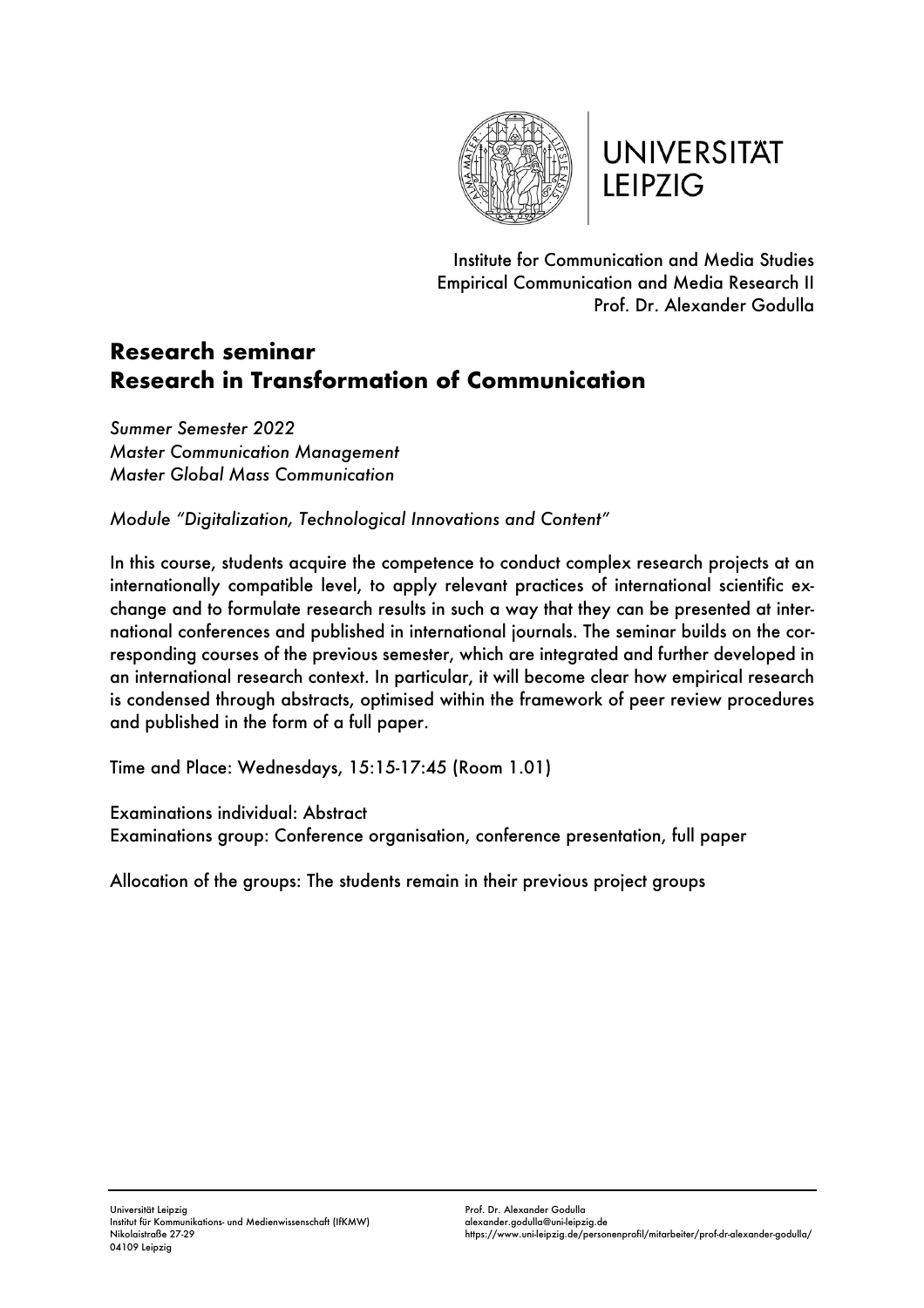UNIVERSITÄT LEIPZIG

Institute for Communication and Media Studies
Empirical Communication and Media Research II
Prof. Dr. Alexander Godulla

# Research seminar
# Research in Transformation of Communication

*Summer Semester 2022*
*Master Communication Management*
*Master Global Mass Communication*

*Module "Digitalization, Technological Innovations and Content"*

In this course, students acquire the competence to conduct complex research projects at an internationally compatible level, to apply relevant practices of international scientific exchange and to formulate research results in such a way that they can be presented at international conferences and published in international journals. The seminar builds on the corresponding courses of the previous semester, which are integrated and further developed in an international research context. In particular, it will become clear how empirical research is condensed through abstracts, optimised within the framework of peer review procedures and published in the form of a full paper.

Time and Place: Wednesdays, 15:15-17:45 (Room 1.01)

Examinations individual: Abstract
Examinations group: Conference organisation, conference presentation, full paper

Allocation of the groups: The students remain in their previous project groups

Universität Leipzig
Institut für Kommunikations- und Medienwissenschaft (IfKMW)
Nikolaistraße 27-29
04109 Leipzig

Prof. Dr. Alexander Godulla
alexander.godulla@uni-leipzig.de
https://www.uni-leipzig.de/personenprofil/mitarbeiter/prof-dr-alexander-godulla/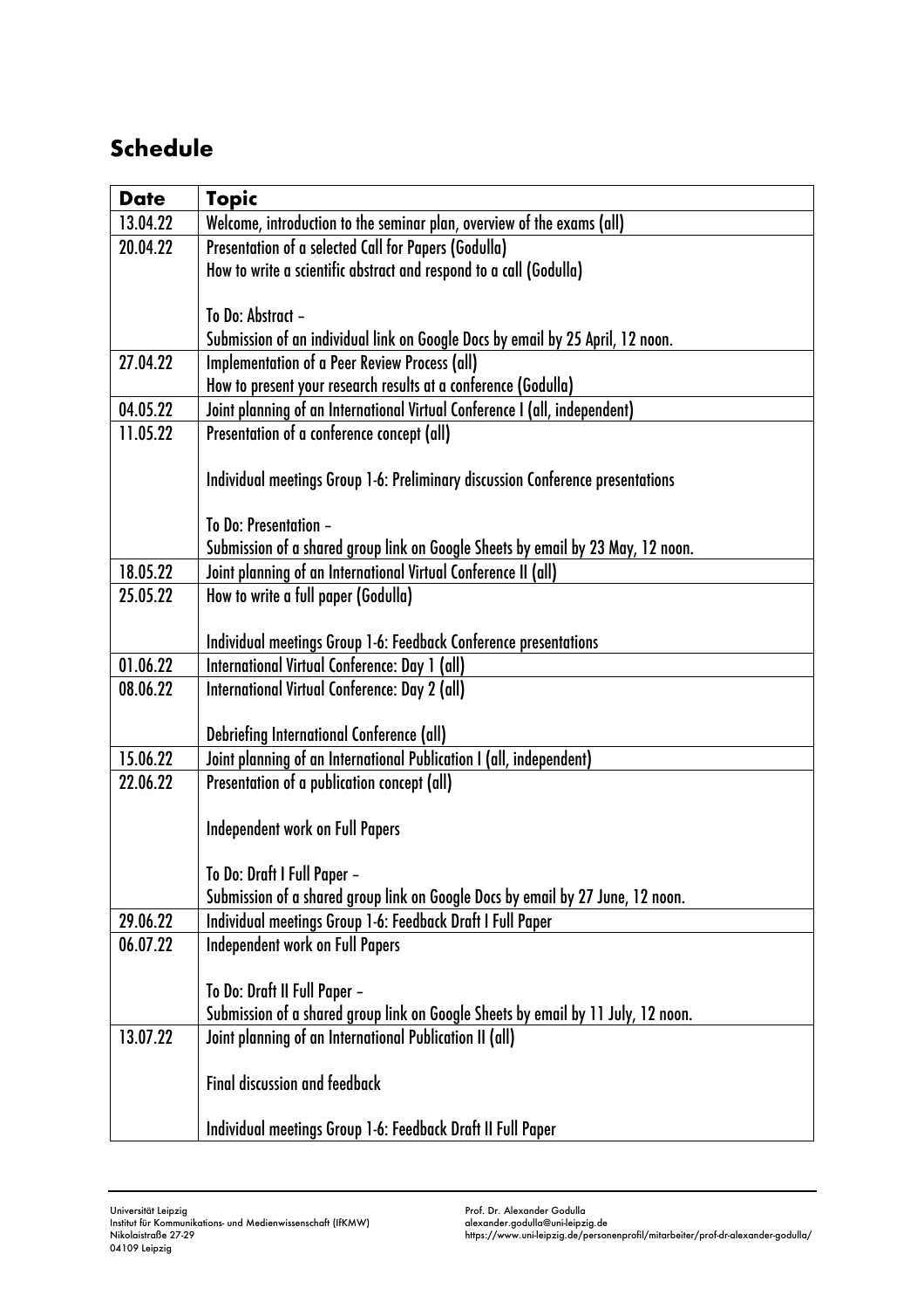## Schedule

| Date | Topic |
| --- | --- |
| 13.04.22 | Welcome, introduction to the seminar plan, overview of the exams (all) |
| 20.04.22 | Presentation of a selected Call for Papers (Godulla)<br>How to write a scientific abstract and respond to a call (Godulla)<br><br>To Do: Abstract –<br>Submission of an individual link on Google Docs by email by 25 April, 12 noon. |
| 27.04.22 | Implementation of a Peer Review Process (all)<br>How to present your research results at a conference (Godulla) |
| 04.05.22 | Joint planning of an International Virtual Conference I (all, independent) |
| 11.05.22 | Presentation of a conference concept (all)<br><br>Individual meetings Group 1-6: Preliminary discussion Conference presentations<br><br>To Do: Presentation –<br>Submission of a shared group link on Google Sheets by email by 23 May, 12 noon. |
| 18.05.22 | Joint planning of an International Virtual Conference II (all) |
| 25.05.22 | How to write a full paper (Godulla)<br><br>Individual meetings Group 1-6: Feedback Conference presentations |
| 01.06.22 | International Virtual Conference: Day 1 (all) |
| 08.06.22 | International Virtual Conference: Day 2 (all)<br><br>Debriefing International Conference (all) |
| 15.06.22 | Joint planning of an International Publication I (all, independent) |
| 22.06.22 | Presentation of a publication concept (all)<br><br>Independent work on Full Papers<br><br>To Do: Draft I Full Paper –<br>Submission of a shared group link on Google Docs by email by 27 June, 12 noon. |
| 29.06.22 | Individual meetings Group 1-6: Feedback Draft I Full Paper |
| 06.07.22 | Independent work on Full Papers<br><br>To Do: Draft II Full Paper –<br>Submission of a shared group link on Google Sheets by email by 11 July, 12 noon. |
| 13.07.22 | Joint planning of an International Publication II (all)<br><br>Final discussion and feedback<br><br>Individual meetings Group 1-6: Feedback Draft II Full Paper |